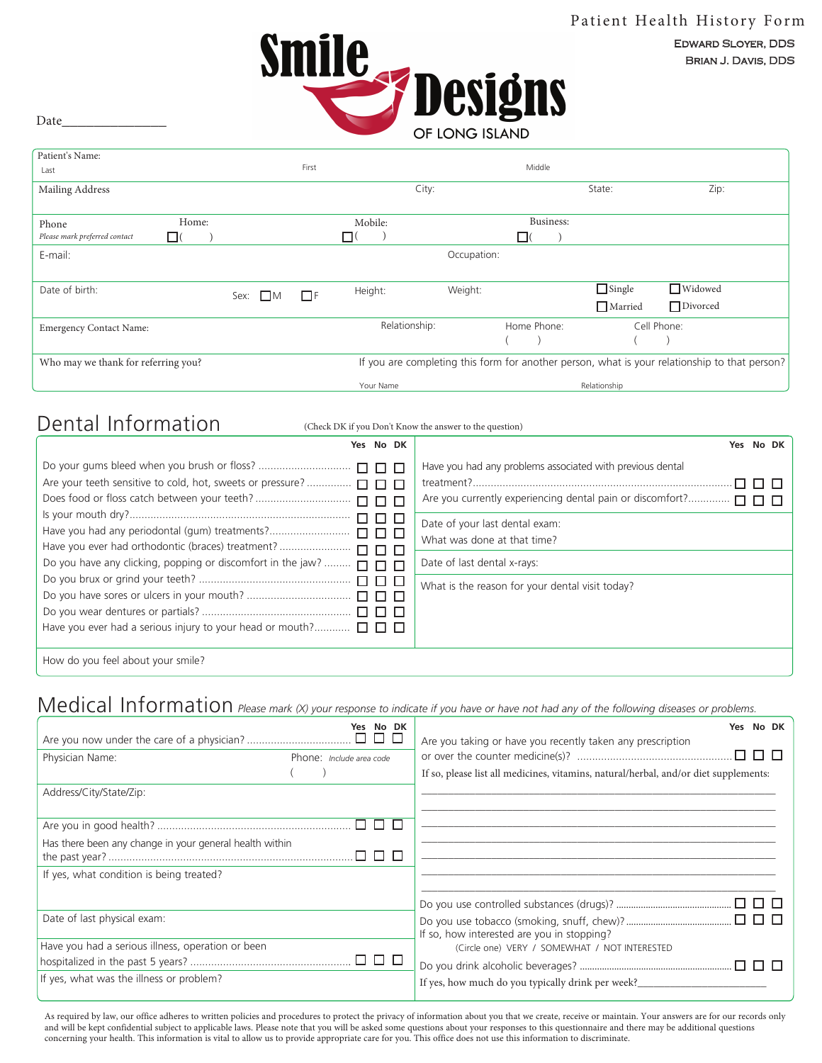# Patient Health History Form

**Smile Designs OF LONG ISLAND**

EDWARD SLOYER, DDS
BRIAN J. DAVIS, DDS

Date________________

| | | | |
|---|---|---|---|
| Patient's Name: Last | First | Middle | |
| Mailing Address | City: | State: | Zip: |
| Phone *Please mark preferred contact* | Home: ☐( ) | Mobile: ☐( ) | Business: ☐( ) |
| E-mail: | | Occupation: | |
| Date of birth: | Sex: ☐M ☐F Height: | Weight: | ☐Single ☐Widowed ☐Married ☐Divorced |
| Emergency Contact Name: | Relationship: | Home Phone: ( ) | Cell Phone: ( ) |
| Who may we thank for referring you? | If you are completing this form for another person, what is your relationship to that person? Your Name | Relationship | |

## Dental Information

(Check DK if you Don't Know the answer to the question)

| | Yes | No | DK |
|---|---|---|---|
| Do your gums bleed when you brush or floss? | ☐ | ☐ | ☐ |
| Are your teeth sensitive to cold, hot, sweets or pressure? | ☐ | ☐ | ☐ |
| Does food or floss catch between your teeth? | ☐ | ☐ | ☐ |
| Is your mouth dry? | ☐ | ☐ | ☐ |
| Have you had any periodontal (gum) treatments? | ☐ | ☐ | ☐ |
| Have you ever had orthodontic (braces) treatment? | ☐ | ☐ | ☐ |
| Do you have any clicking, popping or discomfort in the jaw? | ☐ | ☐ | ☐ |
| Do you brux or grind your teeth? | ☐ | ☐ | ☐ |
| Do you have sores or ulcers in your mouth? | ☐ | ☐ | ☐ |
| Do you wear dentures or partials? | ☐ | ☐ | ☐ |
| Have you ever had a serious injury to your head or mouth? | ☐ | ☐ | ☐ |

| | Yes | No | DK |
|---|---|---|---|
| Have you had any problems associated with previous dental treatment? | ☐ | ☐ | ☐ |
| Are you currently experiencing dental pain or discomfort? | ☐ | ☐ | ☐ |

Date of your last dental exam:
What was done at that time?

Date of last dental x-rays:

What is the reason for your dental visit today?

How do you feel about your smile?

## Medical Information

*Please mark (X) your response to indicate if you have or have not had any of the following diseases or problems.*

| | Yes | No | DK |
|---|---|---|---|
| Are you now under the care of a physician? | ☐ | ☐ | ☐ |

Physician Name: Phone: *Include area code* ( )

Address/City/State/Zip:

| | Yes | No | DK |
|---|---|---|---|
| Are you in good health? | ☐ | ☐ | ☐ |
| Has there been any change in your general health within the past year? | ☐ | ☐ | ☐ |

If yes, what condition is being treated?

Date of last physical exam:

| | Yes | No | DK |
|---|---|---|---|
| Have you had a serious illness, operation or been hospitalized in the past 5 years? | ☐ | ☐ | ☐ |

If yes, what was the illness or problem?

| | Yes | No | DK |
|---|---|---|---|
| Are you taking or have you recently taken any prescription or over the counter medicine(s)? | ☐ | ☐ | ☐ |

If so, please list all medicines, vitamins, natural/herbal, and/or diet supplements:

______________________________________________________________________
______________________________________________________________________
______________________________________________________________________
______________________________________________________________________
______________________________________________________________________
______________________________________________________________________

| | Yes | No | DK |
|---|---|---|---|
| Do you use controlled substances (drugs)? | ☐ | ☐ | ☐ |
| Do you use tobacco (smoking, snuff, chew)? | ☐ | ☐ | ☐ |

If so, how interested are you in stopping?
(Circle one) VERY / SOMEWHAT / NOT INTERESTED

| | Yes | No | DK |
|---|---|---|---|
| Do you drink alcoholic beverages? | ☐ | ☐ | ☐ |

If yes, how much do you typically drink per week?______________________

As required by law, our office adheres to written policies and procedures to protect the privacy of information about you that we create, receive or maintain. Your answers are for our records only and will be kept confidential subject to applicable laws. Please note that you will be asked some questions about your responses to this questionnaire and there may be additional questions concerning your health. This information is vital to allow us to provide appropriate care for you. This office does not use this information to discriminate.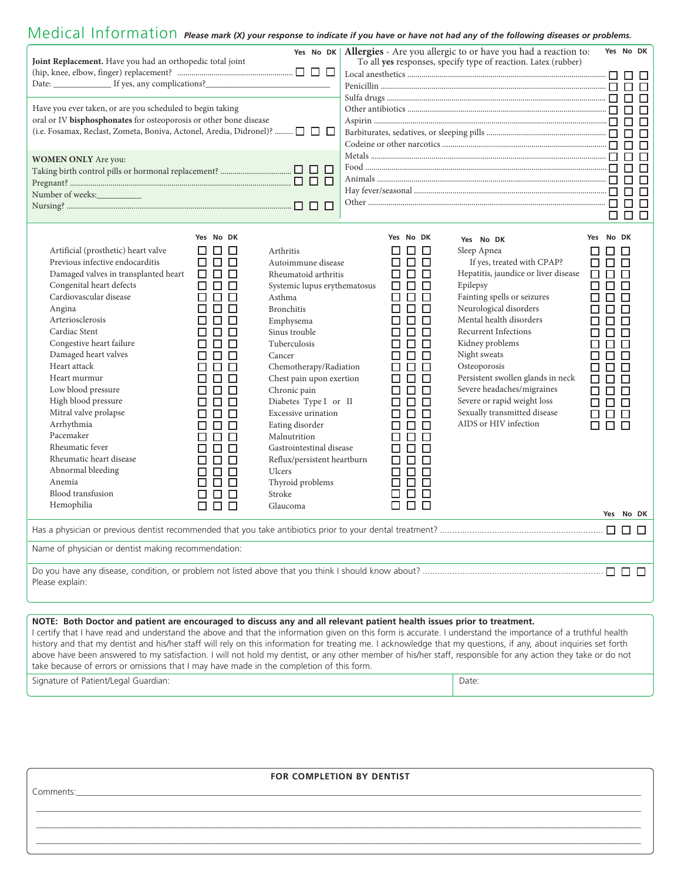# Medical Information

***Please mark (X) your response to indicate if you have or have not had any of the following diseases or problems.***

| | Yes | No | DK |
|---|---|---|---|
| **Joint Replacement.** Have you had an orthopedic total joint (hip, knee, elbow, finger) replacement? | ☐ | ☐ | ☐ |

Date: _____________ If yes, any complications?_____________________________

| | Yes | No | DK |
|---|---|---|---|
| Have you ever taken, or are you scheduled to begin taking oral or IV **bisphosphonates** for osteoporosis or other bone disease (i.e. Fosamax, Reclast, Zometa, Boniva, Actonel, Aredia, Didronel)? | ☐ | ☐ | ☐ |

**WOMEN ONLY** Are you:

| | Yes | No | DK |
|---|---|---|---|
| Taking birth control pills or hormonal replacement? | ☐ | ☐ | ☐ |
| Pregnant? | ☐ | ☐ | ☐ |
| Number of weeks:__________ | | | |
| Nursing? | ☐ | ☐ | ☐ |

**Allergies** - Are you allergic to or have you had a reaction to: To all **yes** responses, specify type of reaction. Latex (rubber)

| | Yes | No | DK |
|---|---|---|---|
| Latex (rubber) | ☐ | ☐ | ☐ |
| Local anesthetics | ☐ | ☐ | ☐ |
| Penicillin | ☐ | ☐ | ☐ |
| Sulfa drugs | ☐ | ☐ | ☐ |
| Other antibiotics | ☐ | ☐ | ☐ |
| Aspirin | ☐ | ☐ | ☐ |
| Barbiturates, sedatives, or sleeping pills | ☐ | ☐ | ☐ |
| Codeine or other narcotics | ☐ | ☐ | ☐ |
| Metals | ☐ | ☐ | ☐ |
| Food | ☐ | ☐ | ☐ |
| Animals | ☐ | ☐ | ☐ |
| Hay fever/seasonal | ☐ | ☐ | ☐ |
| Other | ☐ | ☐ | ☐ |

| | Yes | No | DK |
|---|---|---|---|
| Artificial (prosthetic) heart valve | ☐ | ☐ | ☐ |
| Previous infective endocarditis | ☐ | ☐ | ☐ |
| Damaged valves in transplanted heart | ☐ | ☐ | ☐ |
| Congenital heart defects | ☐ | ☐ | ☐ |
| Cardiovascular disease | ☐ | ☐ | ☐ |
| Angina | ☐ | ☐ | ☐ |
| Arteriosclerosis | ☐ | ☐ | ☐ |
| Cardiac Stent | ☐ | ☐ | ☐ |
| Congestive heart failure | ☐ | ☐ | ☐ |
| Damaged heart valves | ☐ | ☐ | ☐ |
| Heart attack | ☐ | ☐ | ☐ |
| Heart murmur | ☐ | ☐ | ☐ |
| Low blood pressure | ☐ | ☐ | ☐ |
| High blood pressure | ☐ | ☐ | ☐ |
| Mitral valve prolapse | ☐ | ☐ | ☐ |
| Arrhythmia | ☐ | ☐ | ☐ |
| Pacemaker | ☐ | ☐ | ☐ |
| Rheumatic fever | ☐ | ☐ | ☐ |
| Rheumatic heart disease | ☐ | ☐ | ☐ |
| Abnormal bleeding | ☐ | ☐ | ☐ |
| Anemia | ☐ | ☐ | ☐ |
| Blood transfusion | ☐ | ☐ | ☐ |
| Hemophilia | ☐ | ☐ | ☐ |

| | Yes | No | DK |
|---|---|---|---|
| Arthritis | ☐ | ☐ | ☐ |
| Autoimmune disease | ☐ | ☐ | ☐ |
| Rheumatoid arthritis | ☐ | ☐ | ☐ |
| Systemic lupus erythematosus | ☐ | ☐ | ☐ |
| Asthma | ☐ | ☐ | ☐ |
| Bronchitis | ☐ | ☐ | ☐ |
| Emphysema | ☐ | ☐ | ☐ |
| Sinus trouble | ☐ | ☐ | ☐ |
| Tuberculosis | ☐ | ☐ | ☐ |
| Cancer | ☐ | ☐ | ☐ |
| Chemotherapy/Radiation | ☐ | ☐ | ☐ |
| Chest pain upon exertion | ☐ | ☐ | ☐ |
| Chronic pain | ☐ | ☐ | ☐ |
| Diabetes Type I or II | ☐ | ☐ | ☐ |
| Excessive urination | ☐ | ☐ | ☐ |
| Eating disorder | ☐ | ☐ | ☐ |
| Malnutrition | ☐ | ☐ | ☐ |
| Gastrointestinal disease | ☐ | ☐ | ☐ |
| Reflux/persistent heartburn | ☐ | ☐ | ☐ |
| Ulcers | ☐ | ☐ | ☐ |
| Thyroid problems | ☐ | ☐ | ☐ |
| Stroke | ☐ | ☐ | ☐ |
| Glaucoma | ☐ | ☐ | ☐ |

| | Yes | No | DK |
|---|---|---|---|
| Sleep Apnea | ☐ | ☐ | ☐ |
| If yes, treated with CPAP? | ☐ | ☐ | ☐ |
| Hepatitis, jaundice or liver disease | ☐ | ☐ | ☐ |
| Epilepsy | ☐ | ☐ | ☐ |
| Fainting spells or seizures | ☐ | ☐ | ☐ |
| Neurological disorders | ☐ | ☐ | ☐ |
| Mental health disorders | ☐ | ☐ | ☐ |
| Recurrent Infections | ☐ | ☐ | ☐ |
| Kidney problems | ☐ | ☐ | ☐ |
| Night sweats | ☐ | ☐ | ☐ |
| Osteoporosis | ☐ | ☐ | ☐ |
| Persistent swollen glands in neck | ☐ | ☐ | ☐ |
| Severe headaches/migraines | ☐ | ☐ | ☐ |
| Severe or rapid weight loss | ☐ | ☐ | ☐ |
| Sexually transmitted disease | ☐ | ☐ | ☐ |
| AIDS or HIV infection | ☐ | ☐ | ☐ |

| | Yes | No | DK |
|---|---|---|---|
| Has a physician or previous dentist recommended that you take antibiotics prior to your dental treatment? | ☐ | ☐ | ☐ |

Name of physician or dentist making recommendation:

| | Yes | No | DK |
|---|---|---|---|
| Do you have any disease, condition, or problem not listed above that you think I should know about? | ☐ | ☐ | ☐ |

Please explain:

**NOTE: Both Doctor and patient are encouraged to discuss any and all relevant patient health issues prior to treatment.**

I certify that I have read and understand the above and that the information given on this form is accurate. I understand the importance of a truthful health history and that my dentist and his/her staff will rely on this information for treating me. I acknowledge that my questions, if any, about inquiries set forth above have been answered to my satisfaction. I will not hold my dentist, or any other member of his/her staff, responsible for any action they take or do not take because of errors or omissions that I may have made in the completion of this form.

Signature of Patient/Legal Guardian: | Date:

**FOR COMPLETION BY DENTIST**

Comments:___________________________________________________________________________